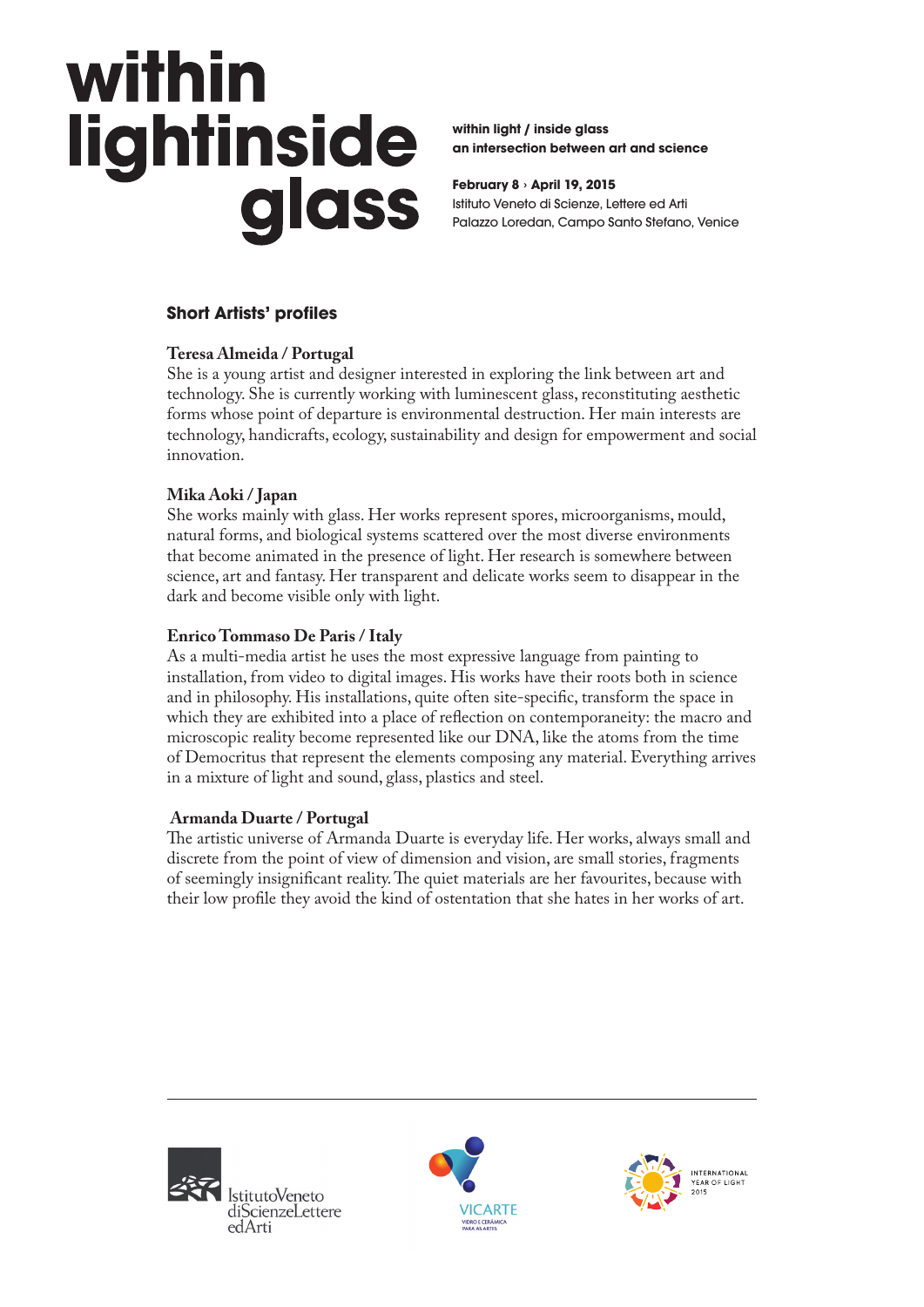# within lightinside glass

**within light / inside glass**
**an intersection between art and science**

**February 8 › April 19, 2015**
Istituto Veneto di Scienze, Lettere ed Arti
Palazzo Loredan, Campo Santo Stefano, Venice

## Short Artists' profiles

**Teresa Almeida / Portugal**
She is a young artist and designer interested in exploring the link between art and technology. She is currently working with luminescent glass, reconstituting aesthetic forms whose point of departure is environmental destruction. Her main interests are technology, handicrafts, ecology, sustainability and design for empowerment and social innovation.

**Mika Aoki / Japan**
She works mainly with glass. Her works represent spores, microorganisms, mould, natural forms, and biological systems scattered over the most diverse environments that become animated in the presence of light. Her research is somewhere between science, art and fantasy. Her transparent and delicate works seem to disappear in the dark and become visible only with light.

**Enrico Tommaso De Paris / Italy**
As a multi-media artist he uses the most expressive language from painting to installation, from video to digital images. His works have their roots both in science and in philosophy. His installations, quite often site-specific, transform the space in which they are exhibited into a place of reflection on contemporaneity: the macro and microscopic reality become represented like our DNA, like the atoms from the time of Democritus that represent the elements composing any material. Everything arrives in a mixture of light and sound, glass, plastics and steel.

**Armanda Duarte / Portugal**
The artistic universe of Armanda Duarte is everyday life. Her works, always small and discrete from the point of view of dimension and vision, are small stories, fragments of seemingly insignificant reality. The quiet materials are her favourites, because with their low profile they avoid the kind of ostentation that she hates in her works of art.

IstitutoVeneto diScienzeLettere edArti

VICARTE VIDRO E CERÂMICA PARA AS ARTES

INTERNATIONAL YEAR OF LIGHT 2015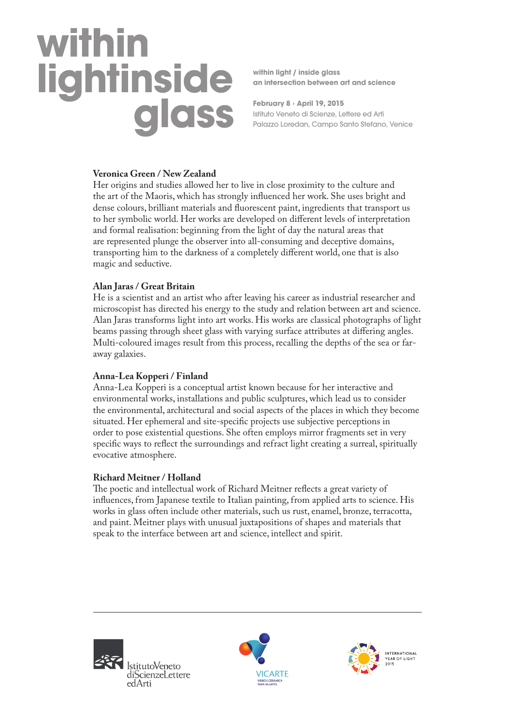# within lightinside glass

**within light / inside glass**
**an intersection between art and science**

**February 8 › April 19, 2015**
Istituto Veneto di Scienze, Lettere ed Arti
Palazzo Loredan, Campo Santo Stefano, Venice

**Veronica Green / New Zealand**
Her origins and studies allowed her to live in close proximity to the culture and the art of the Maoris, which has strongly influenced her work. She uses bright and dense colours, brilliant materials and fluorescent paint, ingredients that transport us to her symbolic world. Her works are developed on different levels of interpretation and formal realisation: beginning from the light of day the natural areas that are represented plunge the observer into all-consuming and deceptive domains, transporting him to the darkness of a completely different world, one that is also magic and seductive.

**Alan Jaras / Great Britain**
He is a scientist and an artist who after leaving his career as industrial researcher and microscopist has directed his energy to the study and relation between art and science. Alan Jaras transforms light into art works. His works are classical photographs of light beams passing through sheet glass with varying surface attributes at differing angles. Multi-coloured images result from this process, recalling the depths of the sea or far-away galaxies.

**Anna-Lea Kopperi / Finland**
Anna-Lea Kopperi is a conceptual artist known because for her interactive and environmental works, installations and public sculptures, which lead us to consider the environmental, architectural and social aspects of the places in which they become situated. Her ephemeral and site-specific projects use subjective perceptions in order to pose existential questions. She often employs mirror fragments set in very specific ways to reflect the surroundings and refract light creating a surreal, spiritually evocative atmosphere.

**Richard Meitner / Holland**
The poetic and intellectual work of Richard Meitner reflects a great variety of influences, from Japanese textile to Italian painting, from applied arts to science. His works in glass often include other materials, such us rust, enamel, bronze, terracotta, and paint. Meitner plays with unusual juxtapositions of shapes and materials that speak to the interface between art and science, intellect and spirit.

IstitutoVeneto diScienzeLettere edArti

VICARTE
VIDRO E CERÂMICA PARA AS ARTES

INTERNATIONAL YEAR OF LIGHT 2015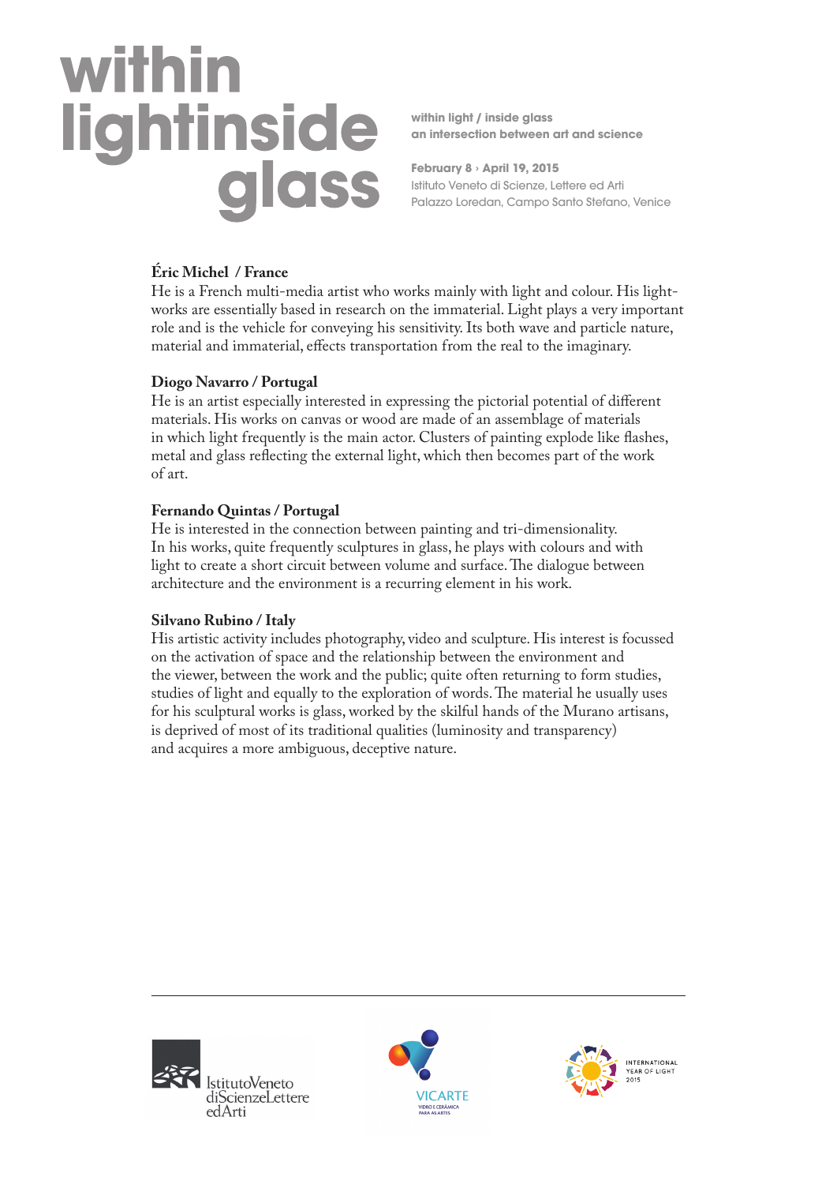# within light inside glass

**within light / inside glass**
**an intersection between art and science**

**February 8 › April 19, 2015**
Istituto Veneto di Scienze, Lettere ed Arti
Palazzo Loredan, Campo Santo Stefano, Venice

**Éric Michel / France**
He is a French multi-media artist who works mainly with light and colour. His light-works are essentially based in research on the immaterial. Light plays a very important role and is the vehicle for conveying his sensitivity. Its both wave and particle nature, material and immaterial, effects transportation from the real to the imaginary.

**Diogo Navarro / Portugal**
He is an artist especially interested in expressing the pictorial potential of different materials. His works on canvas or wood are made of an assemblage of materials in which light frequently is the main actor. Clusters of painting explode like flashes, metal and glass reflecting the external light, which then becomes part of the work of art.

**Fernando Quintas / Portugal**
He is interested in the connection between painting and tri-dimensionality. In his works, quite frequently sculptures in glass, he plays with colours and with light to create a short circuit between volume and surface. The dialogue between architecture and the environment is a recurring element in his work.

**Silvano Rubino / Italy**
His artistic activity includes photography, video and sculpture. His interest is focussed on the activation of space and the relationship between the environment and the viewer, between the work and the public; quite often returning to form studies, studies of light and equally to the exploration of words. The material he usually uses for his sculptural works is glass, worked by the skilful hands of the Murano artisans, is deprived of most of its traditional qualities (luminosity and transparency) and acquires a more ambiguous, deceptive nature.

---

IstitutoVeneto diScienzeLettere edArti

VICARTE
VIDRO E CERÂMICA PARA AS ARTES

INTERNATIONAL YEAR OF LIGHT 2015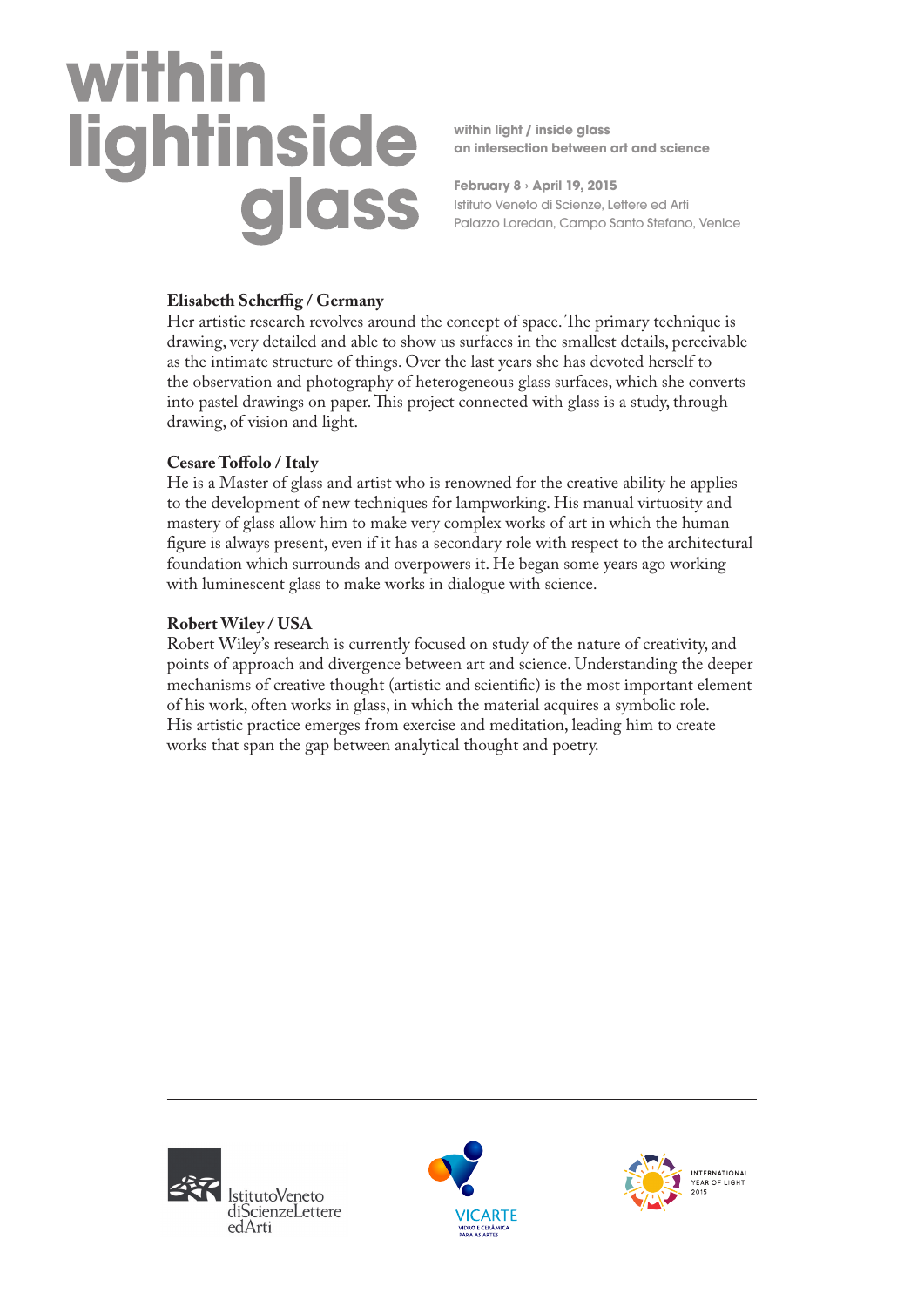# within light inside glass

**within light / inside glass**
**an intersection between art and science**

**February 8 › April 19, 2015**
Istituto Veneto di Scienze, Lettere ed Arti
Palazzo Loredan, Campo Santo Stefano, Venice

**Elisabeth Scherffig / Germany**
Her artistic research revolves around the concept of space. The primary technique is drawing, very detailed and able to show us surfaces in the smallest details, perceivable as the intimate structure of things. Over the last years she has devoted herself to the observation and photography of heterogeneous glass surfaces, which she converts into pastel drawings on paper. This project connected with glass is a study, through drawing, of vision and light.

**Cesare Toffolo / Italy**
He is a Master of glass and artist who is renowned for the creative ability he applies to the development of new techniques for lampworking. His manual virtuosity and mastery of glass allow him to make very complex works of art in which the human figure is always present, even if it has a secondary role with respect to the architectural foundation which surrounds and overpowers it. He began some years ago working with luminescent glass to make works in dialogue with science.

**Robert Wiley / USA**
Robert Wiley's research is currently focused on study of the nature of creativity, and points of approach and divergence between art and science. Understanding the deeper mechanisms of creative thought (artistic and scientific) is the most important element of his work, often works in glass, in which the material acquires a symbolic role. His artistic practice emerges from exercise and meditation, leading him to create works that span the gap between analytical thought and poetry.

---

IstitutoVeneto diScienzeLettere edArti

VICARTE
VIDRO E CERÂMICA PARA AS ARTES

INTERNATIONAL YEAR OF LIGHT 2015